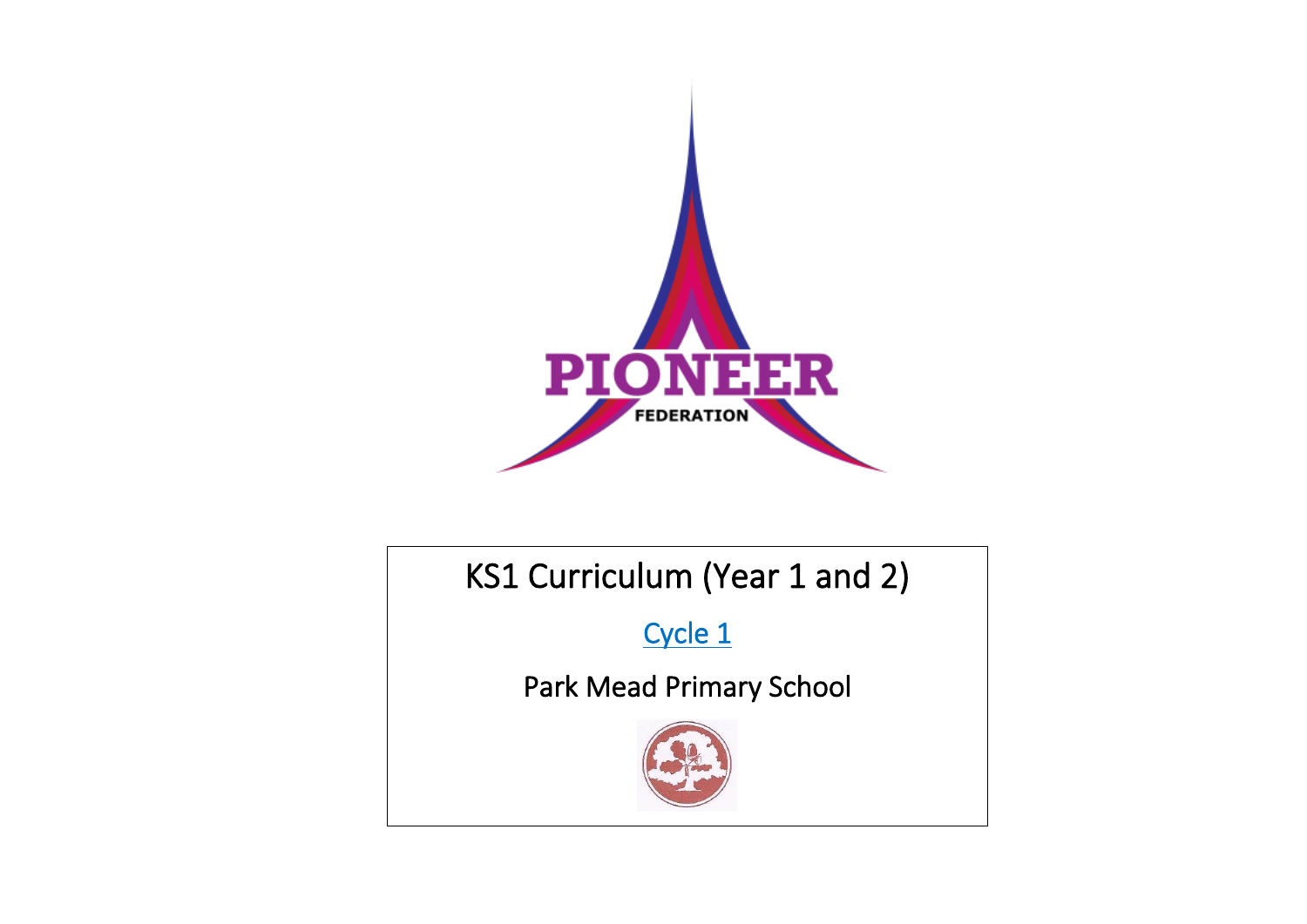PIONEER

FEDERATION

# KS1 Curriculum (Year 1 and 2)

Cycle 1

Park Mead Primary School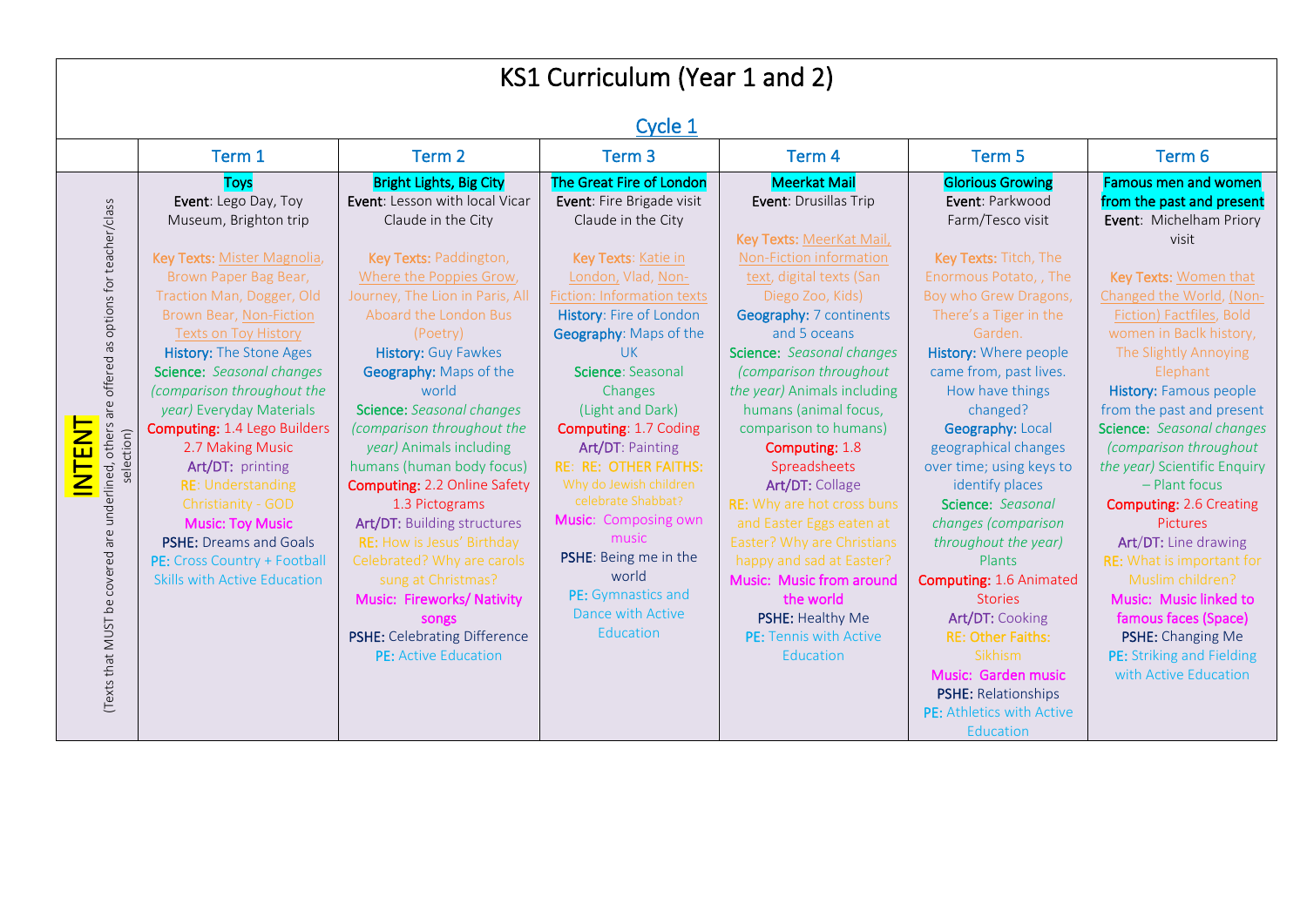# KS1 Curriculum (Year 1 and 2)

## Cycle 1

| | Term 1 | Term 2 | Term 3 | Term 4 | Term 5 | Term 6 |
|---|---|---|---|---|---|---|
| **INTENT** (Texts that MUST be covered are underlined, others are offered as options for teacher/class selection) | **Toys**<br>**Event**: Lego Day, Toy Museum, Brighton trip<br><br>**Key Texts:** Mister Magnolia, Brown Paper Bag Bear, Traction Man, Dogger, Old Brown Bear, Non-Fiction Texts on Toy History<br>**History:** The Stone Ages<br>**Science:** *Seasonal changes (comparison throughout the year)* Everyday Materials<br>**Computing:** 1.4 Lego Builders 2.7 Making Music<br>**Art/DT:** printing<br>**RE:** Understanding Christianity - GOD<br>**Music: Toy Music**<br>**PSHE:** Dreams and Goals<br>**PE:** Cross Country + Football Skills with Active Education | **Bright Lights, Big City**<br>**Event**: Lesson with local Vicar Claude in the City<br><br>**Key Texts:** Paddington, Where the Poppies Grow, Journey, The Lion in Paris, All Aboard the London Bus (Poetry)<br>**History:** Guy Fawkes<br>**Geography:** Maps of the world<br>**Science:** *Seasonal changes (comparison throughout the year)* Animals including humans (human body focus)<br>**Computing:** 2.2 Online Safety 1.3 Pictograms<br>**Art/DT:** Building structures<br>**RE:** How is Jesus' Birthday Celebrated? Why are carols sung at Christmas?<br>**Music: Fireworks/ Nativity songs**<br>**PSHE:** Celebrating Difference<br>**PE:** Active Education | **The Great Fire of London**<br>**Event**: Fire Brigade visit Claude in the City<br><br>**Key Texts**: Katie in London, Vlad, Non-Fiction: Information texts<br>**History**: Fire of London<br>**Geography**: Maps of the UK<br>**Science**: Seasonal Changes (Light and Dark)<br>**Computing**: 1.7 Coding<br>**Art/DT**: Painting<br>**RE: RE: OTHER FAITHS:** Why do Jewish children celebrate Shabbat?<br>**Music**: Composing own music<br>**PSHE**: Being me in the world<br>**PE:** Gymnastics and Dance with Active Education | **Meerkat Mail**<br>**Event**: Drusillas Trip<br><br>**Key Texts:** MeerKat Mail, Non-Fiction information text, digital texts (San Diego Zoo, Kids)<br>**Geography:** 7 continents and 5 oceans<br>**Science:** *Seasonal changes (comparison throughout the year)* Animals including humans (animal focus, comparison to humans)<br>**Computing:** 1.8 Spreadsheets<br>**Art/DT:** Collage<br>**RE:** Why are hot cross buns and Easter Eggs eaten at Easter? Why are Christians happy and sad at Easter?<br>**Music: Music from around the world**<br>**PSHE:** Healthy Me<br>**PE:** Tennis with Active Education | **Glorious Growing**<br>**Event:** Parkwood Farm/Tesco visit<br><br>**Key Texts:** Titch, The Enormous Potato, , The Boy who Grew Dragons, There's a Tiger in the Garden.<br>**History:** Where people came from, past lives. How have things changed?<br>**Geography:** Local geographical changes over time; using keys to identify places<br>**Science:** *Seasonal changes (comparison throughout the year)* Plants<br>**Computing:** 1.6 Animated Stories<br>**Art/DT:** Cooking<br>**RE: Other Faiths:** Sikhism<br>**Music: Garden music**<br>**PSHE:** Relationships<br>**PE:** Athletics with Active Education | **Famous men and women from the past and present**<br>**Event**: Michelham Priory visit<br><br>**Key Texts:** Women that Changed the World, (Non-Fiction) Factfiles, Bold women in Baclk history, The Slightly Annoying Elephant<br>**History:** Famous people from the past and present<br>**Science:** *Seasonal changes (comparison throughout the year)* Scientific Enquiry – Plant focus<br>**Computing:** 2.6 Creating Pictures<br>**Art/DT:** Line drawing<br>**RE:** What is important for Muslim children?<br>**Music: Music linked to famous faces (Space)**<br>**PSHE:** Changing Me<br>**PE:** Striking and Fielding with Active Education |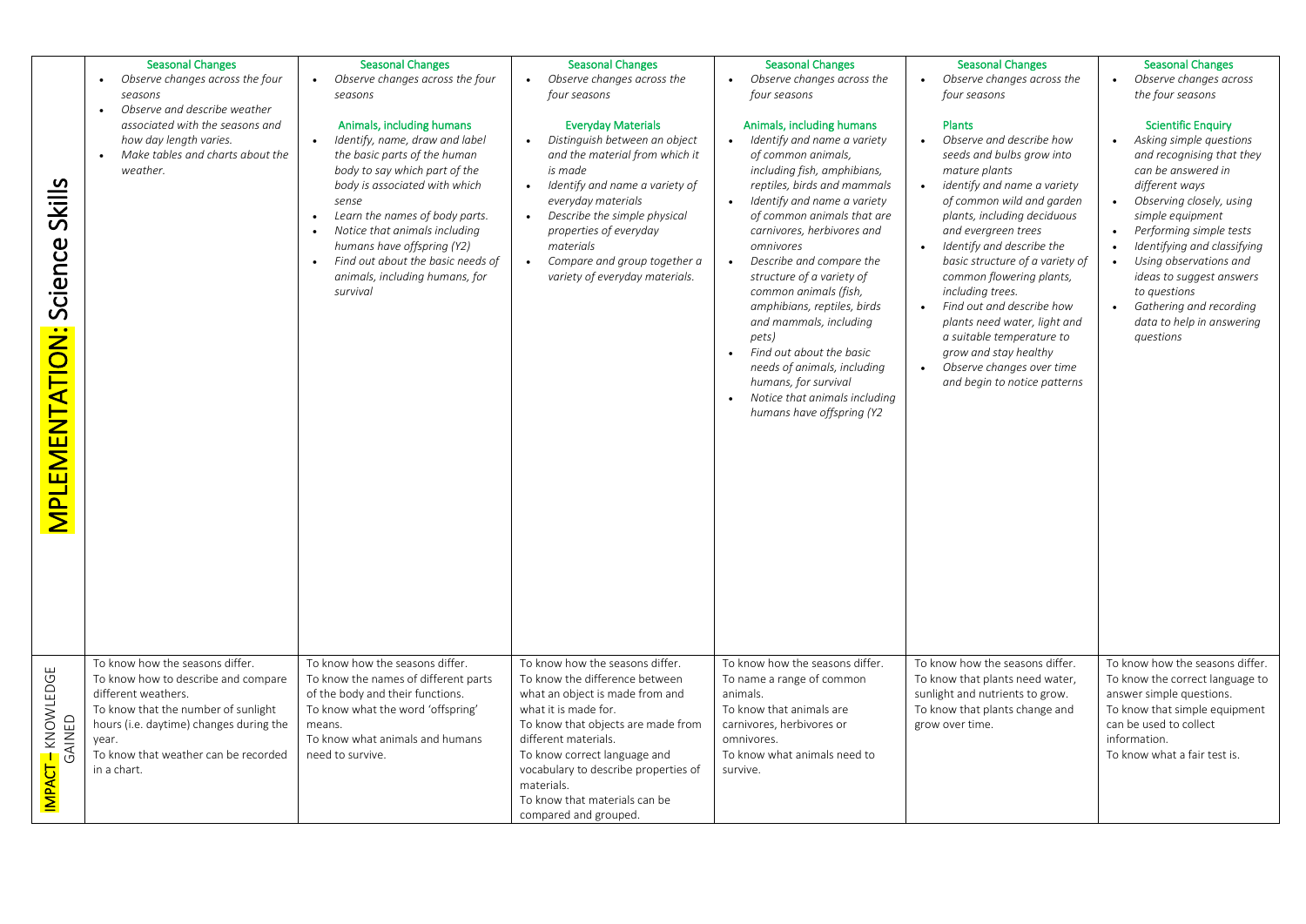| | | | | | | |
|---|---|---|---|---|---|---|
| **MPLEMENTATION: Science Skills** | **Seasonal Changes**<br>• *Observe changes across the four seasons*<br>• *Observe and describe weather associated with the seasons and how day length varies.*<br>• *Make tables and charts about the weather.* | **Seasonal Changes**<br>• *Observe changes across the four seasons*<br><br>**Animals, including humans**<br>• *Identify, name, draw and label the basic parts of the human body to say which part of the body is associated with which sense*<br>• *Learn the names of body parts.*<br>• *Notice that animals including humans have offspring (Y2)*<br>• *Find out about the basic needs of animals, including humans, for survival* | **Seasonal Changes**<br>• *Observe changes across the four seasons*<br><br>**Everyday Materials**<br>• *Distinguish between an object and the material from which it is made*<br>• *Identify and name a variety of everyday materials*<br>• *Describe the simple physical properties of everyday materials*<br>• *Compare and group together a variety of everyday materials.* | **Seasonal Changes**<br>• *Observe changes across the four seasons*<br><br>**Animals, including humans**<br>• *Identify and name a variety of common animals, including fish, amphibians, reptiles, birds and mammals*<br>• *Identify and name a variety of common animals that are carnivores, herbivores and omnivores*<br>• *Describe and compare the structure of a variety of common animals (fish, amphibians, reptiles, birds and mammals, including pets)*<br>• *Find out about the basic needs of animals, including humans, for survival*<br>• *Notice that animals including humans have offspring (Y2* | **Seasonal Changes**<br>• *Observe changes across the four seasons*<br><br>**Plants**<br>• *Observe and describe how seeds and bulbs grow into mature plants*<br>• *identify and name a variety of common wild and garden plants, including deciduous and evergreen trees*<br>• *Identify and describe the basic structure of a variety of common flowering plants, including trees.*<br>• *Find out and describe how plants need water, light and a suitable temperature to grow and stay healthy*<br>• *Observe changes over time and begin to notice patterns* | **Seasonal Changes**<br>• *Observe changes across the four seasons*<br><br>**Scientific Enquiry**<br>• *Asking simple questions and recognising that they can be answered in different ways*<br>• *Observing closely, using simple equipment*<br>• *Performing simple tests*<br>• *Identifying and classifying*<br>• *Using observations and ideas to suggest answers to questions*<br>• *Gathering and recording data to help in answering questions* |
| **IMPACT – KNOWLEDGE GAINED** | To know how the seasons differ.<br>To know how to describe and compare different weathers.<br>To know that the number of sunlight hours (i.e. daytime) changes during the year.<br>To know that weather can be recorded in a chart. | To know how the seasons differ.<br>To know the names of different parts of the body and their functions.<br>To know what the word 'offspring' means.<br>To know what animals and humans need to survive. | To know how the seasons differ.<br>To know the difference between what an object is made from and what it is made for.<br>To know that objects are made from different materials.<br>To know correct language and vocabulary to describe properties of materials.<br>To know that materials can be compared and grouped. | To know how the seasons differ.<br>To name a range of common animals.<br>To know that animals are carnivores, herbivores or omnivores.<br>To know what animals need to survive. | To know how the seasons differ.<br>To know that plants need water, sunlight and nutrients to grow.<br>To know that plants change and grow over time. | To know how the seasons differ.<br>To know the correct language to answer simple questions.<br>To know that simple equipment can be used to collect information.<br>To know what a fair test is. |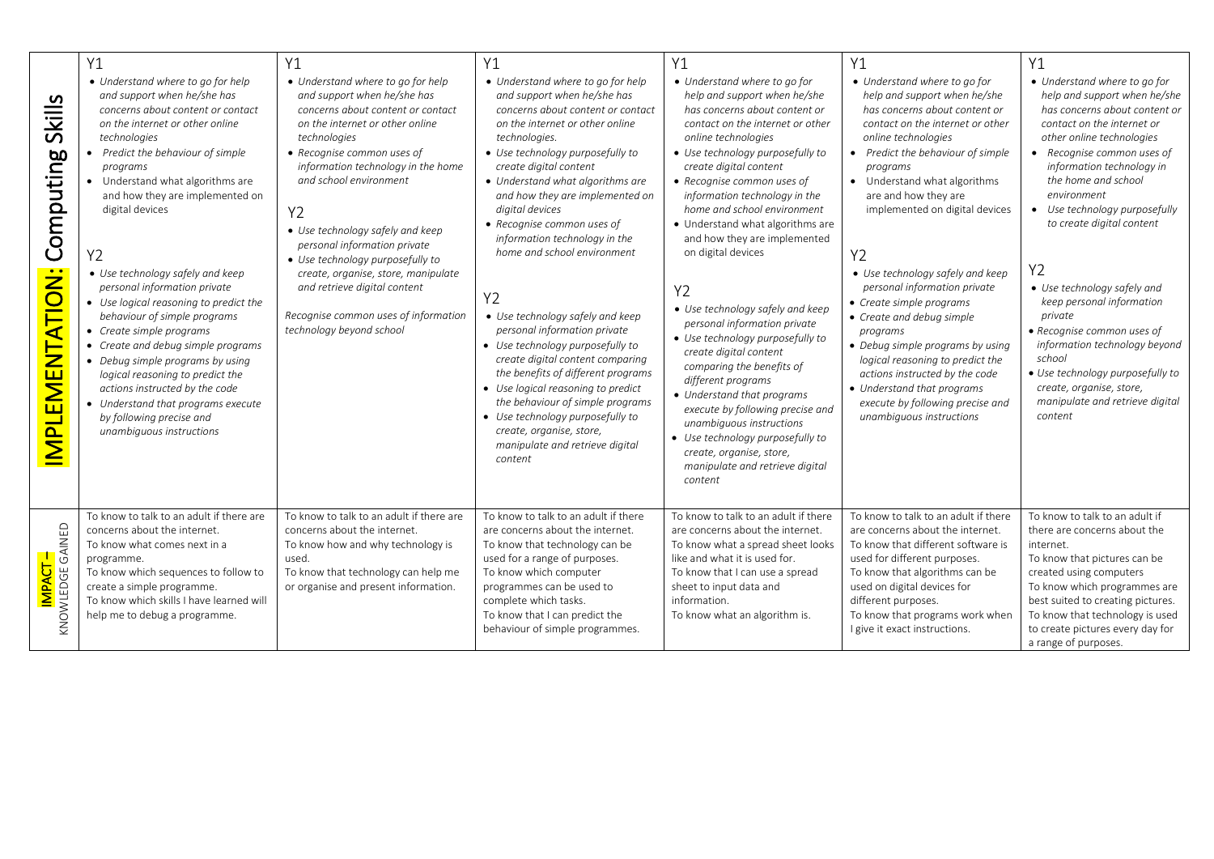| IMPLEMENTATION: Computing Skills | Y1<br>• Understand where to go for help and support when he/she has concerns about content or contact on the internet or other online technologies<br>• Predict the behaviour of simple programs<br>• Understand what algorithms are and how they are implemented on digital devices<br><br>Y2<br>• Use technology safely and keep personal information private<br>• Use logical reasoning to predict the behaviour of simple programs<br>• Create simple programs<br>• Create and debug simple programs<br>• Debug simple programs by using logical reasoning to predict the actions instructed by the code<br>• Understand that programs execute by following precise and unambiguous instructions | Y1<br>• Understand where to go for help and support when he/she has concerns about content or contact on the internet or other online technologies<br>• Recognise common uses of information technology in the home and school environment<br><br>Y2<br>• Use technology safely and keep personal information private<br>• Use technology purposefully to create, organise, store, manipulate and retrieve digital content<br><br>Recognise common uses of information technology beyond school | Y1<br>• Understand where to go for help and support when he/she has concerns about content or contact on the internet or other online technologies.<br>• Use technology purposefully to create digital content<br>• Understand what algorithms are and how they are implemented on digital devices<br>• Recognise common uses of information technology in the home and school environment<br><br>Y2<br>• Use technology safely and keep personal information private<br>• Use technology purposefully to create digital content comparing the benefits of different programs<br>• Use logical reasoning to predict the behaviour of simple programs<br>• Use technology purposefully to create, organise, store, manipulate and retrieve digital content | Y1<br>• Understand where to go for help and support when he/she has concerns about content or contact on the internet or other online technologies<br>• Use technology purposefully to create digital content<br>• Recognise common uses of information technology in the home and school environment<br>• Understand what algorithms are and how they are implemented on digital devices<br><br>Y2<br>• Use technology safely and keep personal information private<br>• Use technology purposefully to create digital content comparing the benefits of different programs<br>• Understand that programs execute by following precise and unambiguous instructions<br>• Use technology purposefully to create, organise, store, manipulate and retrieve digital content | Y1<br>• Understand where to go for help and support when he/she has concerns about content or contact on the internet or other online technologies<br>• Predict the behaviour of simple programs<br>• Understand what algorithms are and how they are implemented on digital devices<br><br>Y2<br>• Use technology safely and keep personal information private<br>• Create simple programs<br>• Create and debug simple programs<br>• Debug simple programs by using logical reasoning to predict the actions instructed by the code<br>• Understand that programs execute by following precise and unambiguous instructions | Y1<br>• Understand where to go for help and support when he/she has concerns about content or contact on the internet or other online technologies<br>• Recognise common uses of information technology in the home and school environment<br>• Use technology purposefully to create digital content<br><br>Y2<br>• Use technology safely and keep personal information private<br>• Recognise common uses of information technology beyond school<br>• Use technology purposefully to create, organise, store, manipulate and retrieve digital content |
|---|---|---|---|---|---|---|
| IMPACT – KNOWLEDGE GAINED | To know to talk to an adult if there are concerns about the internet.<br>To know what comes next in a programme.<br>To know which sequences to follow to create a simple programme.<br>To know which skills I have learned will help me to debug a programme. | To know to talk to an adult if there are concerns about the internet.<br>To know how and why technology is used.<br>To know that technology can help me or organise and present information. | To know to talk to an adult if there are concerns about the internet.<br>To know that technology can be used for a range of purposes.<br>To know which computer programmes can be used to complete which tasks.<br>To know that I can predict the behaviour of simple programmes. | To know to talk to an adult if there are concerns about the internet.<br>To know what a spread sheet looks like and what it is used for.<br>To know that I can use a spread sheet to input data and information.<br>To know what an algorithm is. | To know to talk to an adult if there are concerns about the internet.<br>To know that different software is used for different purposes.<br>To know that algorithms can be used on digital devices for different purposes.<br>To know that programs work when I give it exact instructions. | To know to talk to an adult if there are concerns about the internet.<br>To know that pictures can be created using computers<br>To know which programmes are best suited to creating pictures.<br>To know that technology is used to create pictures every day for a range of purposes. |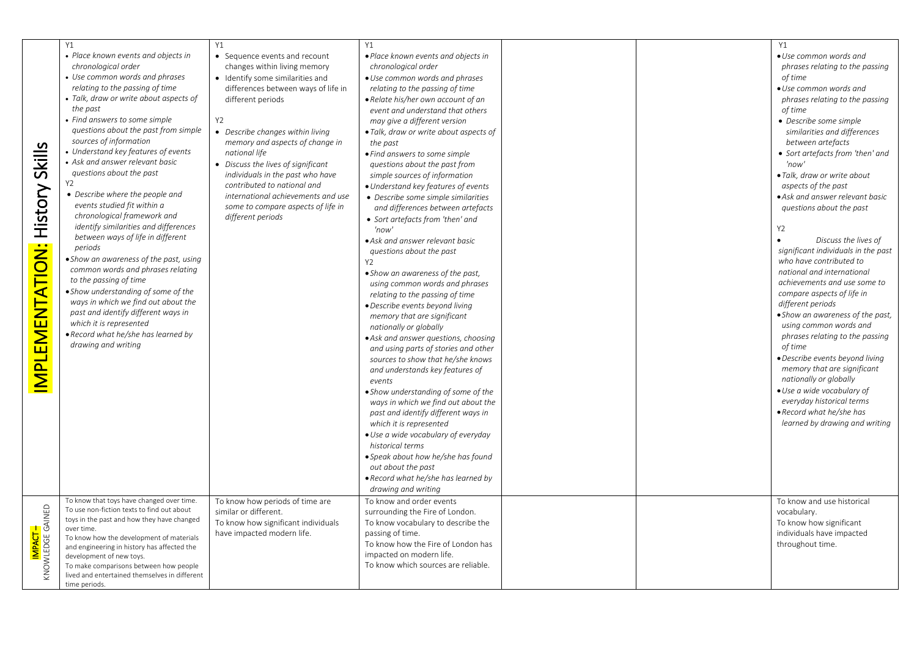| | | | | | | |
|---|---|---|---|---|---|---|
| **IMPLEMENTATION: History Skills** | Y1<br>• *Place known events and objects in chronological order*<br>• *Use common words and phrases relating to the passing of time*<br>• *Talk, draw or write about aspects of the past*<br>• *Find answers to some simple questions about the past from simple sources of information*<br>• *Understand key features of events*<br>• *Ask and answer relevant basic questions about the past*<br>Y2<br>• *Describe where the people and events studied fit within a chronological framework and identify similarities and differences between ways of life in different periods*<br>• *Show an awareness of the past, using common words and phrases relating to the passing of time*<br>• *Show understanding of some of the ways in which we find out about the past and identify different ways in which it is represented*<br>• *Record what he/she has learned by drawing and writing* | Y1<br>• Sequence events and recount changes within living memory<br>• Identify some similarities and differences between ways of life in different periods<br>Y2<br>• *Describe changes within living memory and aspects of change in national life*<br>• *Discuss the lives of significant individuals in the past who have contributed to national and international achievements and use some to compare aspects of life in different periods* | Y1<br>• *Place known events and objects in chronological order*<br>• *Use common words and phrases relating to the passing of time*<br>• *Relate his/her own account of an event and understand that others may give a different version*<br>• *Talk, draw or write about aspects of the past*<br>• *Find answers to some simple questions about the past from simple sources of information*<br>• *Understand key features of events*<br>• *Describe some simple similarities and differences between artefacts*<br>• *Sort artefacts from 'then' and 'now'*<br>• *Ask and answer relevant basic questions about the past*<br>Y2<br>• *Show an awareness of the past, using common words and phrases relating to the passing of time*<br>• *Describe events beyond living memory that are significant nationally or globally*<br>• *Ask and answer questions, choosing and using parts of stories and other sources to show that he/she knows and understands key features of events*<br>• *Show understanding of some of the ways in which we find out about the past and identify different ways in which it is represented*<br>• *Use a wide vocabulary of everyday historical terms*<br>• *Speak about how he/she has found out about the past*<br>• *Record what he/she has learned by drawing and writing* | | | Y1<br>• *Use common words and phrases relating to the passing of time*<br>• *Use common words and phrases relating to the passing of time*<br>• *Describe some simple similarities and differences between artefacts*<br>• *Sort artefacts from 'then' and 'now'*<br>• *Talk, draw or write about aspects of the past*<br>• *Ask and answer relevant basic questions about the past*<br>Y2<br>• *Discuss the lives of significant individuals in the past who have contributed to national and international achievements and use some to compare aspects of life in different periods*<br>• *Show an awareness of the past, using common words and phrases relating to the passing of time*<br>• *Describe events beyond living memory that are significant nationally or globally*<br>• *Use a wide vocabulary of everyday historical terms*<br>• *Record what he/she has learned by drawing and writing* |
| **IMPACT** – KNOWLEDGE GAINED | To know that toys have changed over time.<br>To use non-fiction texts to find out about toys in the past and how they have changed over time.<br>To know how the development of materials and engineering in history has affected the development of new toys.<br>To make comparisons between how people lived and entertained themselves in different time periods. | To know how periods of time are similar or different.<br>To know how significant individuals have impacted modern life. | To know and order events surrounding the Fire of London.<br>To know vocabulary to describe the passing of time.<br>To know how the Fire of London has impacted on modern life.<br>To know which sources are reliable. | | | To know and use historical vocabulary.<br>To know how significant individuals have impacted throughout time. |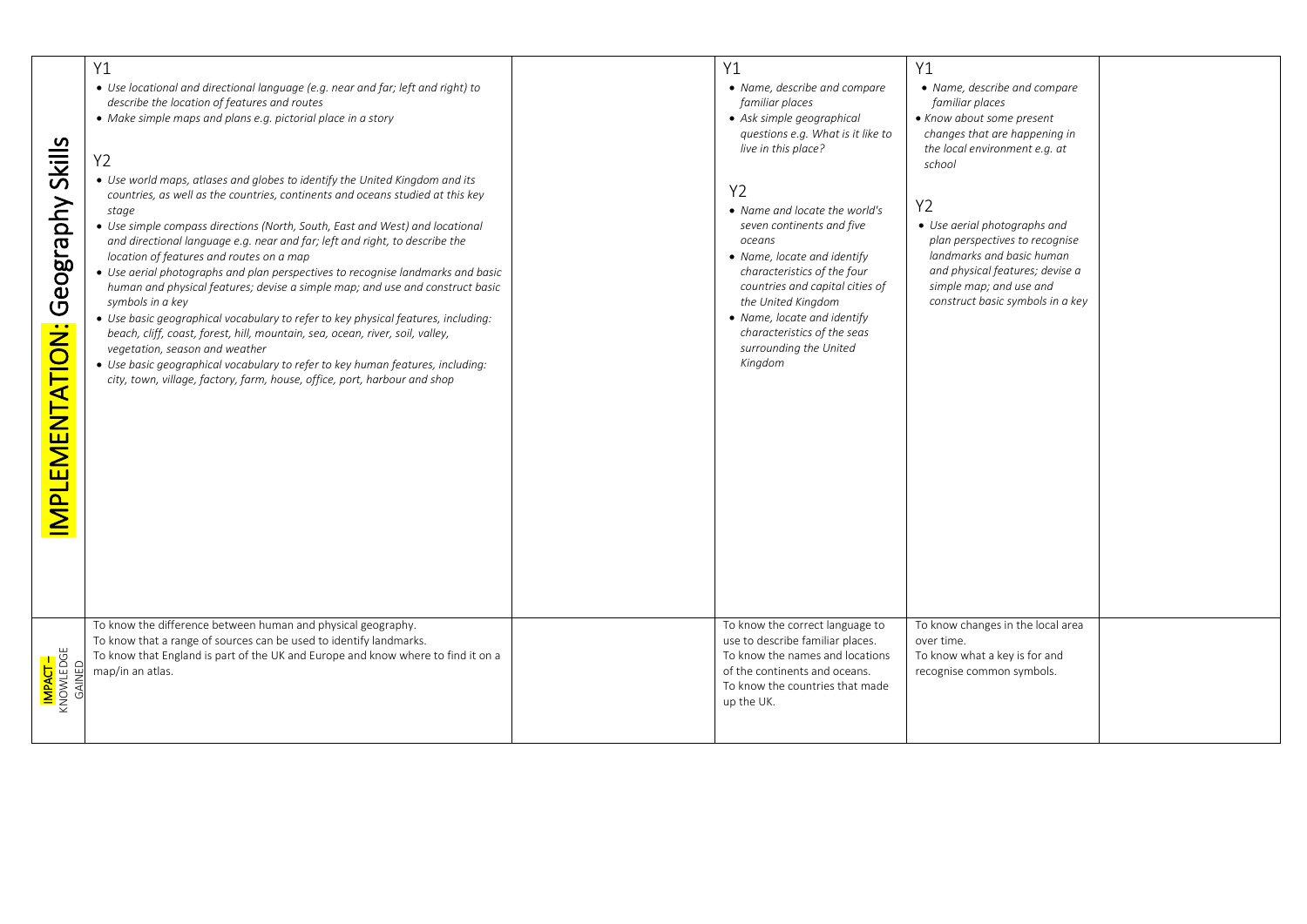| | | | | | |
|---|---|---|---|---|---|
| **IMPLEMENTATION: Geography Skills** | Y1<br>• *Use locational and directional language (e.g. near and far; left and right) to describe the location of features and routes*<br>• *Make simple maps and plans e.g. pictorial place in a story*<br><br>Y2<br>• *Use world maps, atlases and globes to identify the United Kingdom and its countries, as well as the countries, continents and oceans studied at this key stage*<br>• *Use simple compass directions (North, South, East and West) and locational and directional language e.g. near and far; left and right, to describe the location of features and routes on a map*<br>• *Use aerial photographs and plan perspectives to recognise landmarks and basic human and physical features; devise a simple map; and use and construct basic symbols in a key*<br>• *Use basic geographical vocabulary to refer to key physical features, including: beach, cliff, coast, forest, hill, mountain, sea, ocean, river, soil, valley, vegetation, season and weather*<br>• *Use basic geographical vocabulary to refer to key human features, including: city, town, village, factory, farm, house, office, port, harbour and shop* | | Y1<br>• *Name, describe and compare familiar places*<br>• *Ask simple geographical questions e.g. What is it like to live in this place?*<br><br>Y2<br>• *Name and locate the world's seven continents and five oceans*<br>• *Name, locate and identify characteristics of the four countries and capital cities of the United Kingdom*<br>• *Name, locate and identify characteristics of the seas surrounding the United Kingdom* | Y1<br>• *Name, describe and compare familiar places*<br>• *Know about some present changes that are happening in the local environment e.g. at school*<br><br>Y2<br>• *Use aerial photographs and plan perspectives to recognise landmarks and basic human and physical features; devise a simple map; and use and construct basic symbols in a key* | |
| **IMPACT – KNOWLEDGE GAINED** | To know the difference between human and physical geography.<br>To know that a range of sources can be used to identify landmarks.<br>To know that England is part of the UK and Europe and know where to find it on a map/in an atlas. | | To know the correct language to use to describe familiar places.<br>To know the names and locations of the continents and oceans.<br>To know the countries that made up the UK. | To know changes in the local area over time.<br>To know what a key is for and recognise common symbols. | |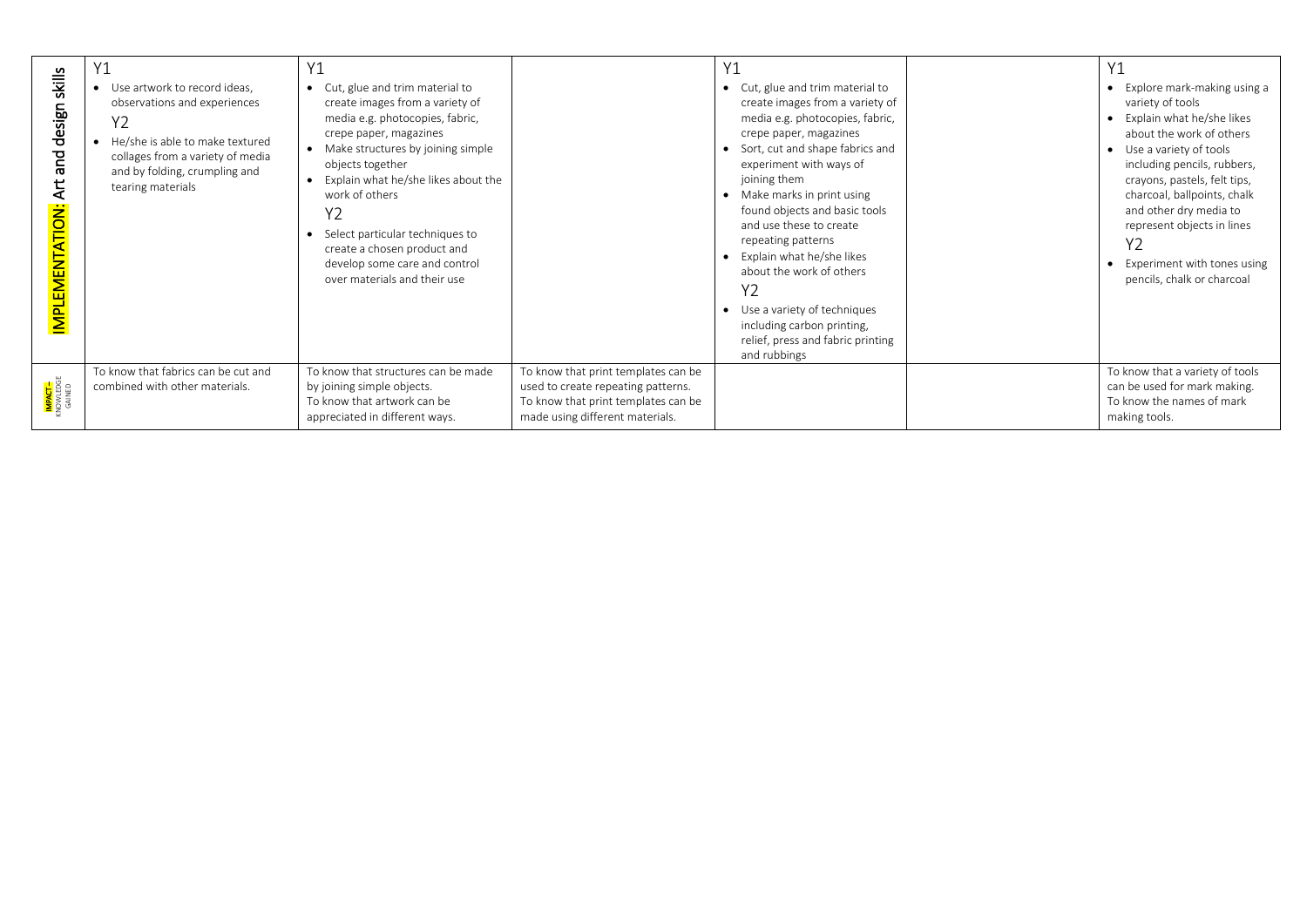| | | | | | | |
|---|---|---|---|---|---|---|
| **IMPLEMENTATION: Art and design skills** | Y1<br>• Use artwork to record ideas, observations and experiences<br>Y2<br>• He/she is able to make textured collages from a variety of media and by folding, crumpling and tearing materials | Y1<br>• Cut, glue and trim material to create images from a variety of media e.g. photocopies, fabric, crepe paper, magazines<br>• Make structures by joining simple objects together<br>• Explain what he/she likes about the work of others<br>Y2<br>• Select particular techniques to create a chosen product and develop some care and control over materials and their use | | Y1<br>• Cut, glue and trim material to create images from a variety of media e.g. photocopies, fabric, crepe paper, magazines<br>• Sort, cut and shape fabrics and experiment with ways of joining them<br>• Make marks in print using found objects and basic tools and use these to create repeating patterns<br>• Explain what he/she likes about the work of others<br>Y2<br>• Use a variety of techniques including carbon printing, relief, press and fabric printing and rubbings | | Y1<br>• Explore mark-making using a variety of tools<br>• Explain what he/she likes about the work of others<br>• Use a variety of tools including pencils, rubbers, crayons, pastels, felt tips, charcoal, ballpoints, chalk and other dry media to represent objects in lines<br>Y2<br>• Experiment with tones using pencils, chalk or charcoal |
| **IMPACT – KNOWLEDGE GAINED** | To know that fabrics can be cut and combined with other materials. | To know that structures can be made by joining simple objects.<br>To know that artwork can be appreciated in different ways. | To know that print templates can be used to create repeating patterns.<br>To know that print templates can be made using different materials. | | | To know that a variety of tools can be used for mark making.<br>To know the names of mark making tools. |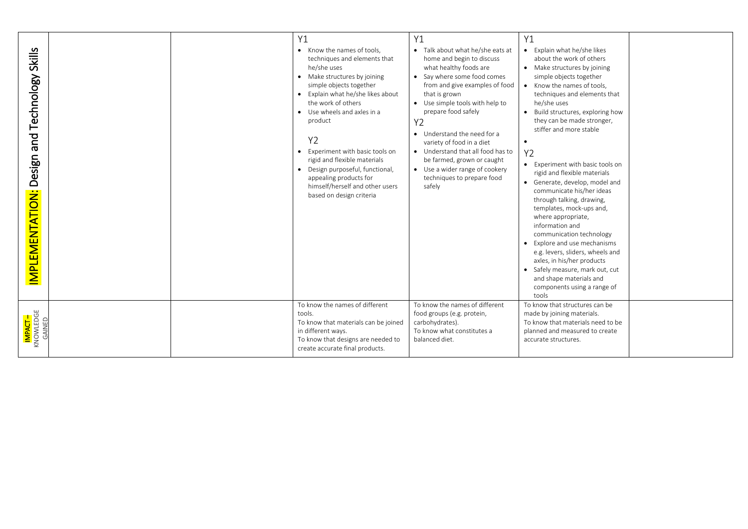| | | | | | | |
|---|---|---|---|---|---|---|
| **IMPLEMENTATION: Design and Technology Skills** | | | Y1<br>• Know the names of tools, techniques and elements that he/she uses<br>• Make structures by joining simple objects together<br>• Explain what he/she likes about the work of others<br>• Use wheels and axles in a product<br><br>Y2<br>• Experiment with basic tools on rigid and flexible materials<br>• Design purposeful, functional, appealing products for himself/herself and other users based on design criteria | Y1<br>• Talk about what he/she eats at home and begin to discuss what healthy foods are<br>• Say where some food comes from and give examples of food that is grown<br>• Use simple tools with help to prepare food safely<br>Y2<br>• Understand the need for a variety of food in a diet<br>• Understand that all food has to be farmed, grown or caught<br>• Use a wider range of cookery techniques to prepare food safely | Y1<br>• Explain what he/she likes about the work of others<br>• Make structures by joining simple objects together<br>• Know the names of tools, techniques and elements that he/she uses<br>• Build structures, exploring how they can be made stronger, stiffer and more stable<br>•<br>Y2<br>• Experiment with basic tools on rigid and flexible materials<br>• Generate, develop, model and communicate his/her ideas through talking, drawing, templates, mock-ups and, where appropriate, information and communication technology<br>• Explore and use mechanisms e.g. levers, sliders, wheels and axles, in his/her products<br>• Safely measure, mark out, cut and shape materials and components using a range of tools | |
| **IMPACT** – KNOWLEDGE GAINED | | | To know the names of different tools.<br>To know that materials can be joined in different ways.<br>To know that designs are needed to create accurate final products. | To know the names of different food groups (e.g. protein, carbohydrates).<br>To know what constitutes a balanced diet. | To know that structures can be made by joining materials.<br>To know that materials need to be planned and measured to create accurate structures. | |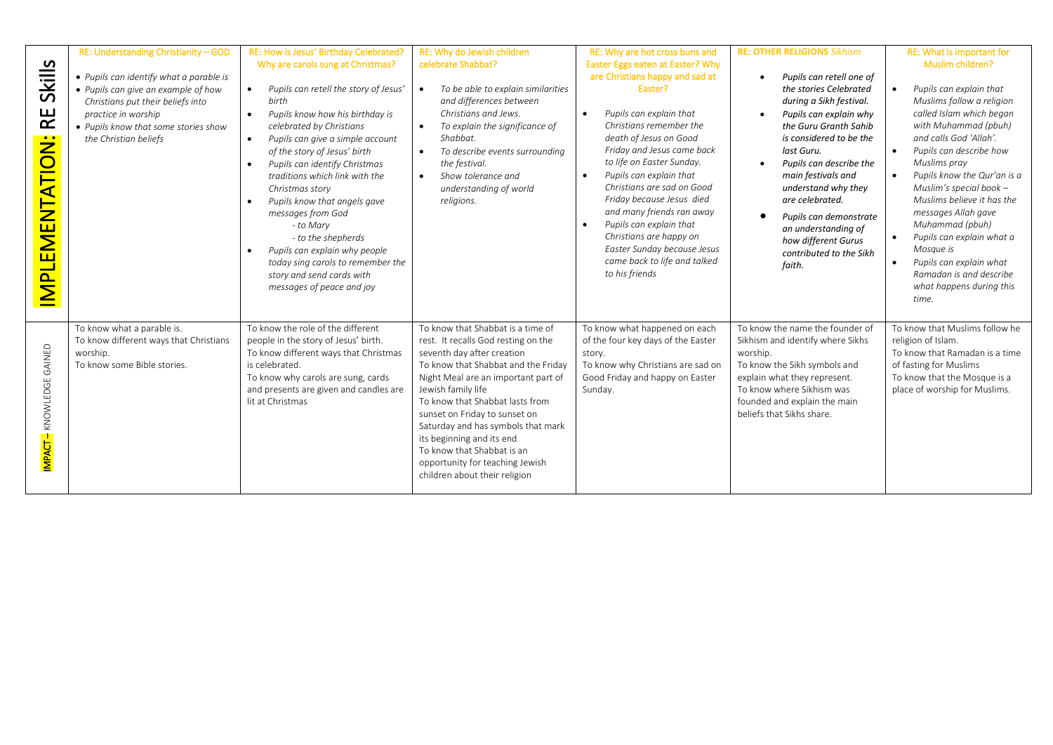| IMPLEMENTATION: RE Skills | RE: Understanding Christianity – GOD<br>• *Pupils can identify what a parable is*<br>• *Pupils can give an example of how Christians put their beliefs into practice in worship*<br>• *Pupils know that some stories show the Christian beliefs* | RE: How is Jesus' Birthday Celebrated? Why are carols sung at Christmas?<br>• *Pupils can retell the story of Jesus' birth*<br>• *Pupils know how his birthday is celebrated by Christians*<br>• *Pupils can give a simple account of the story of Jesus' birth*<br>• *Pupils can identify Christmas traditions which link with the Christmas story*<br>• *Pupils know that angels gave messages from God*<br>*- to Mary*<br>*- to the shepherds*<br>• *Pupils can explain why people today sing carols to remember the story and send cards with messages of peace and joy* | RE: Why do Jewish children celebrate Shabbat?<br>• *To be able to explain similarities and differences between Christians and Jews.*<br>• *To explain the significance of Shabbat.*<br>• *To describe events surrounding the festival.*<br>• *Show tolerance and understanding of world religions.* | RE: Why are hot cross buns and Easter Eggs eaten at Easter? Why are Christians happy and sad at Easter?<br>• *Pupils can explain that Christians remember the death of Jesus on Good Friday and Jesus came back to life on Easter Sunday.*<br>• *Pupils can explain that Christians are sad on Good Friday because Jesus died and many friends ran away*<br>• *Pupils can explain that Christians are happy on Easter Sunday because Jesus came back to life and talked to his friends* | **RE: OTHER RELIGIONS** *Sikhism*<br>• ***Pupils can retell one of the stories Celebrated during a Sikh festival.***<br>• ***Pupils can explain why the Guru Granth Sahib is considered to be the last Guru.***<br>• ***Pupils can describe the main festivals and understand why they are celebrated.***<br>• ***Pupils can demonstrate an understanding of how different Gurus contributed to the Sikh faith.*** | RE: What is important for Muslim children?<br>• *Pupils can explain that Muslims follow a religion called Islam which began with Muhammad (pbuh) and calls God 'Allah'.*<br>• *Pupils can describe how Muslims pray*<br>• *Pupils know the Qur'an is a Muslim's special book – Muslims believe it has the messages Allah gave Muhammad (pbuh)*<br>• *Pupils can explain what a Mosque is*<br>• *Pupils can explain what Ramadan is and describe what happens during this time.* |
|---|---|---|---|---|---|---|
| IMPACT – KNOWLEDGE GAINED | To know what a parable is.<br>To know different ways that Christians worship.<br>To know some Bible stories. | To know the role of the different people in the story of Jesus' birth.<br>To know different ways that Christmas is celebrated.<br>To know why carols are sung, cards and presents are given and candles are lit at Christmas | To know that Shabbat is a time of rest. It recalls God resting on the seventh day after creation<br>To know that Shabbat and the Friday Night Meal are an important part of Jewish family life<br>To know that Shabbat lasts from sunset on Friday to sunset on Saturday and has symbols that mark its beginning and its end<br>To know that Shabbat is an opportunity for teaching Jewish children about their religion | To know what happened on each of the four key days of the Easter story.<br>To know why Christians are sad on Good Friday and happy on Easter Sunday. | To know the name the founder of Sikhism and identify where Sikhs worship.<br>To know the Sikh symbols and explain what they represent.<br>To know where Sikhism was founded and explain the main beliefs that Sikhs share. | To know that Muslims follow he religion of Islam.<br>To know that Ramadan is a time of fasting for Muslims<br>To know that the Mosque is a place of worship for Muslims. |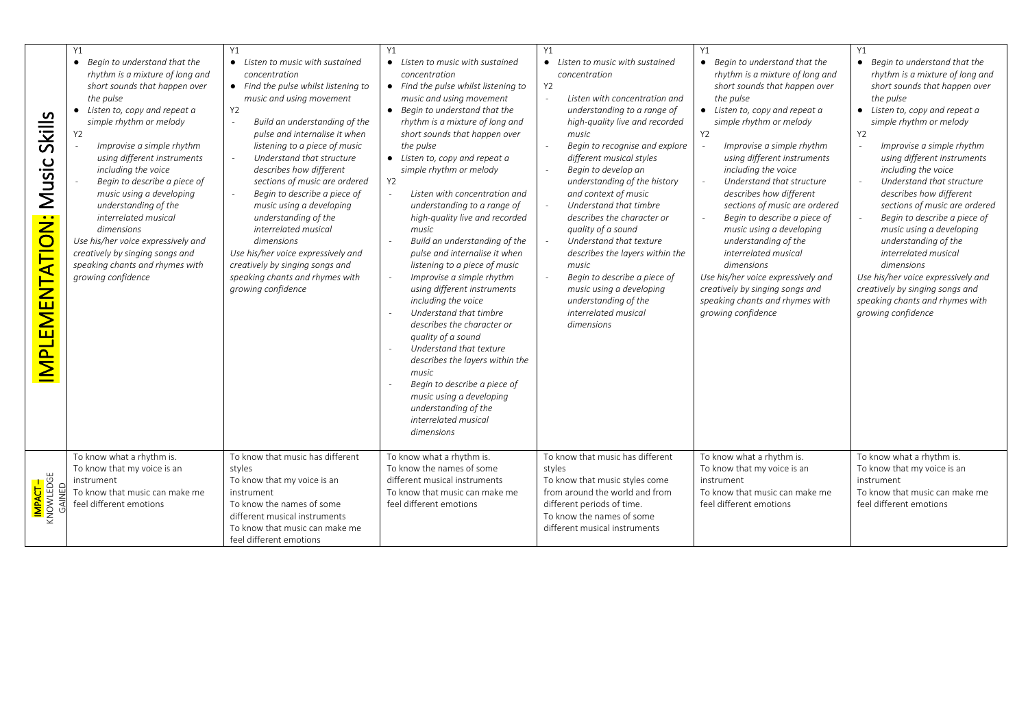| | | | | | | |
|---|---|---|---|---|---|---|
| **IMPLEMENTATION: Music Skills** | Y1<br>• *Begin to understand that the rhythm is a mixture of long and short sounds that happen over the pulse*<br>• *Listen to, copy and repeat a simple rhythm or melody*<br>Y2<br>- *Improvise a simple rhythm using different instruments including the voice*<br>- *Begin to describe a piece of music using a developing understanding of the interrelated musical dimensions*<br>*Use his/her voice expressively and creatively by singing songs and speaking chants and rhymes with growing confidence* | Y1<br>• *Listen to music with sustained concentration*<br>• *Find the pulse whilst listening to music and using movement*<br>Y2<br>- *Build an understanding of the pulse and internalise it when listening to a piece of music*<br>- *Understand that structure describes how different sections of music are ordered*<br>- *Begin to describe a piece of music using a developing understanding of the interrelated musical dimensions*<br>*Use his/her voice expressively and creatively by singing songs and speaking chants and rhymes with growing confidence* | Y1<br>• *Listen to music with sustained concentration*<br>• *Find the pulse whilst listening to music and using movement*<br>• *Begin to understand that the rhythm is a mixture of long and short sounds that happen over the pulse*<br>• *Listen to, copy and repeat a simple rhythm or melody*<br>Y2<br>- *Listen with concentration and understanding to a range of high-quality live and recorded music*<br>- *Build an understanding of the pulse and internalise it when listening to a piece of music*<br>- *Improvise a simple rhythm using different instruments including the voice*<br>- *Understand that timbre describes the character or quality of a sound*<br>- *Understand that texture describes the layers within the music*<br>- *Begin to describe a piece of music using a developing understanding of the interrelated musical dimensions* | Y1<br>• *Listen to music with sustained concentration*<br>Y2<br>- *Listen with concentration and understanding to a range of high-quality live and recorded music*<br>- *Begin to recognise and explore different musical styles*<br>- *Begin to develop an understanding of the history and context of music*<br>- *Understand that timbre describes the character or quality of a sound*<br>- *Understand that texture describes the layers within the music*<br>- *Begin to describe a piece of music using a developing understanding of the interrelated musical dimensions* | Y1<br>• *Begin to understand that the rhythm is a mixture of long and short sounds that happen over the pulse*<br>• *Listen to, copy and repeat a simple rhythm or melody*<br>Y2<br>- *Improvise a simple rhythm using different instruments including the voice*<br>- *Understand that structure describes how different sections of music are ordered*<br>- *Begin to describe a piece of music using a developing understanding of the interrelated musical dimensions*<br>*Use his/her voice expressively and creatively by singing songs and speaking chants and rhymes with growing confidence* | Y1<br>• *Begin to understand that the rhythm is a mixture of long and short sounds that happen over the pulse*<br>• *Listen to, copy and repeat a simple rhythm or melody*<br>Y2<br>- *Improvise a simple rhythm using different instruments including the voice*<br>- *Understand that structure describes how different sections of music are ordered*<br>- *Begin to describe a piece of music using a developing understanding of the interrelated musical dimensions*<br>*Use his/her voice expressively and creatively by singing songs and speaking chants and rhymes with growing confidence* |
| **IMPACT – KNOWLEDGE GAINED** | To know what a rhythm is.<br>To know that my voice is an instrument<br>To know that music can make me feel different emotions | To know that music has different styles<br>To know that my voice is an instrument<br>To know the names of some different musical instruments<br>To know that music can make me feel different emotions | To know what a rhythm is.<br>To know the names of some different musical instruments<br>To know that music can make me feel different emotions | To know that music has different styles<br>To know that music styles come from around the world and from different periods of time.<br>To know the names of some different musical instruments | To know what a rhythm is.<br>To know that my voice is an instrument<br>To know that music can make me feel different emotions | To know what a rhythm is.<br>To know that my voice is an instrument<br>To know that music can make me feel different emotions |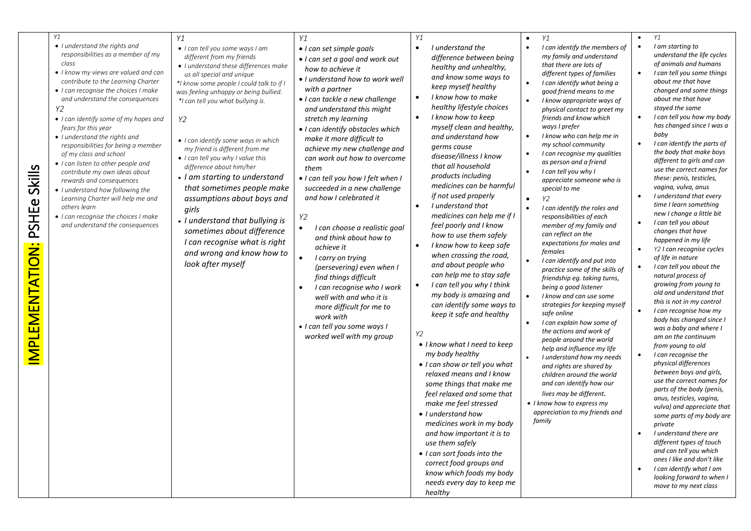| IMPLEMENTATION: PSHEe Skills | Y1<br>• I understand the rights and responsibilities as a member of my class<br>• I know my views are valued and can contribute to the Learning Charter<br>• I can recognise the choices I make and understand the consequences<br>Y2<br>• I can identify some of my hopes and fears for this year<br>• I understand the rights and responsibilities for being a member of my class and school<br>• I can listen to other people and contribute my own ideas about rewards and consequences<br>• I understand how following the Learning Charter will help me and others learn<br>• I can recognise the choices I make and understand the consequences | Y1<br>• I can tell you some ways I am different from my friends<br>• I understand these differences make us all special and unique<br>*I know some people I could talk to if I was feeling unhappy or being bullied.<br>*I can tell you what bullying is.<br>Y2<br>• I can identify some ways in which my friend is different from me<br>• I can tell you why I value this difference about him/her<br>• I am starting to understand that sometimes people make assumptions about boys and girls<br>• I understand that bullying is sometimes about difference I can recognise what is right and wrong and know how to look after myself | Y1<br>• I can set simple goals<br>• I can set a goal and work out how to achieve it<br>• I understand how to work well with a partner<br>• I can tackle a new challenge and understand this might stretch my learning<br>• I can identify obstacles which make it more difficult to achieve my new challenge and can work out how to overcome them<br>• I can tell you how I felt when I succeeded in a new challenge and how I celebrated it<br>Y2<br>• I can choose a realistic goal and think about how to achieve it<br>• I carry on trying (persevering) even when I find things difficult<br>• I can recognise who I work well with and who it is more difficult for me to work with<br>• I can tell you some ways I worked well with my group | Y1<br>• I understand the difference between being healthy and unhealthy, and know some ways to keep myself healthy<br>• I know how to make healthy lifestyle choices<br>• I know how to keep myself clean and healthy, and understand how germs cause disease/illness I know that all household products including medicines can be harmful if not used properly<br>• I understand that medicines can help me if I feel poorly and I know how to use them safely<br>• I know how to keep safe when crossing the road, and about people who can help me to stay safe<br>• I can tell you why I think my body is amazing and can identify some ways to keep it safe and healthy<br>Y2<br>• I know what I need to keep my body healthy<br>• I can show or tell you what relaxed means and I know some things that make me feel relaxed and some that make me feel stressed<br>• I understand how medicines work in my body and how important it is to use them safely<br>• I can sort foods into the correct food groups and know which foods my body needs every day to keep me healthy | • Y1<br>• I can identify the members of my family and understand that there are lots of different types of families<br>• I can identify what being a good friend means to me<br>• I know appropriate ways of physical contact to greet my friends and know which ways I prefer<br>• I know who can help me in my school community<br>• I can recognise my qualities as person and a friend<br>• I can tell you why I appreciate someone who is special to me<br>• Y2<br>• I can identify the roles and responsibilities of each member of my family and can reflect on the expectations for males and females<br>• I can identify and put into practice some of the skills of friendship eg. taking turns, being a good listener<br>• I know and can use some strategies for keeping myself safe online<br>• I can explain how some of the actions and work of people around the world help and influence my life<br>• I understand how my needs and rights are shared by children around the world and can identify how our lives may be different.<br>• I know how to express my appreciation to my friends and family | • Y1<br>• I am starting to understand the life cycles of animals and humans<br>• I can tell you some things about me that have changed and some things about me that have stayed the same<br>• I can tell you how my body has changed since I was a baby<br>• I can identify the parts of the body that make boys different to girls and can use the correct names for these: penis, testicles, vagina, vulva, anus<br>• I understand that every time I learn something new I change a little bit<br>• I can tell you about changes that have happened in my life<br>• Y2 I can recognise cycles of life in nature<br>• I can tell you about the natural process of growing from young to old and understand that this is not in my control<br>• I can recognise how my body has changed since I was a baby and where I am on the continuum from young to old<br>• I can recognise the physical differences between boys and girls, use the correct names for parts of the body (penis, anus, testicles, vagina, vulva) and appreciate that some parts of my body are private<br>• I understand there are different types of touch and can tell you which ones I like and don't like<br>• I can identify what I am looking forward to when I move to my next class |
|---|---|---|---|---|---|---|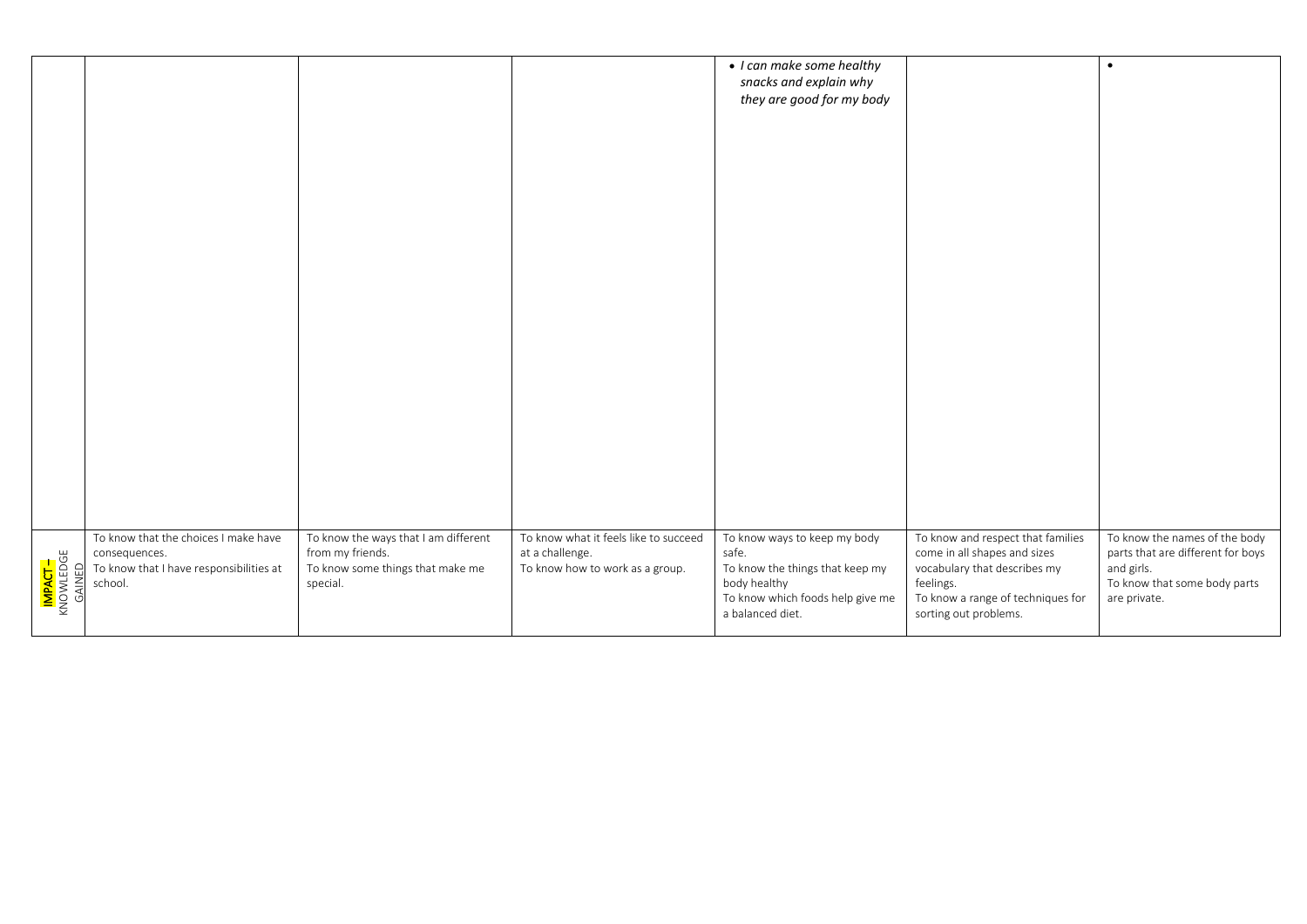| | | | | | | |
|---|---|---|---|---|---|---|
| | | | | • *I can make some healthy snacks and explain why they are good for my body* | | • |
| **IMPACT –** KNOWLEDGE GAINED | To know that the choices I make have consequences.<br>To know that I have responsibilities at school. | To know the ways that I am different from my friends.<br>To know some things that make me special. | To know what it feels like to succeed at a challenge.<br>To know how to work as a group. | To know ways to keep my body safe.<br>To know the things that keep my body healthy<br>To know which foods help give me a balanced diet. | To know and respect that families come in all shapes and sizes vocabulary that describes my feelings.<br>To know a range of techniques for sorting out problems. | To know the names of the body parts that are different for boys and girls.<br>To know that some body parts are private. |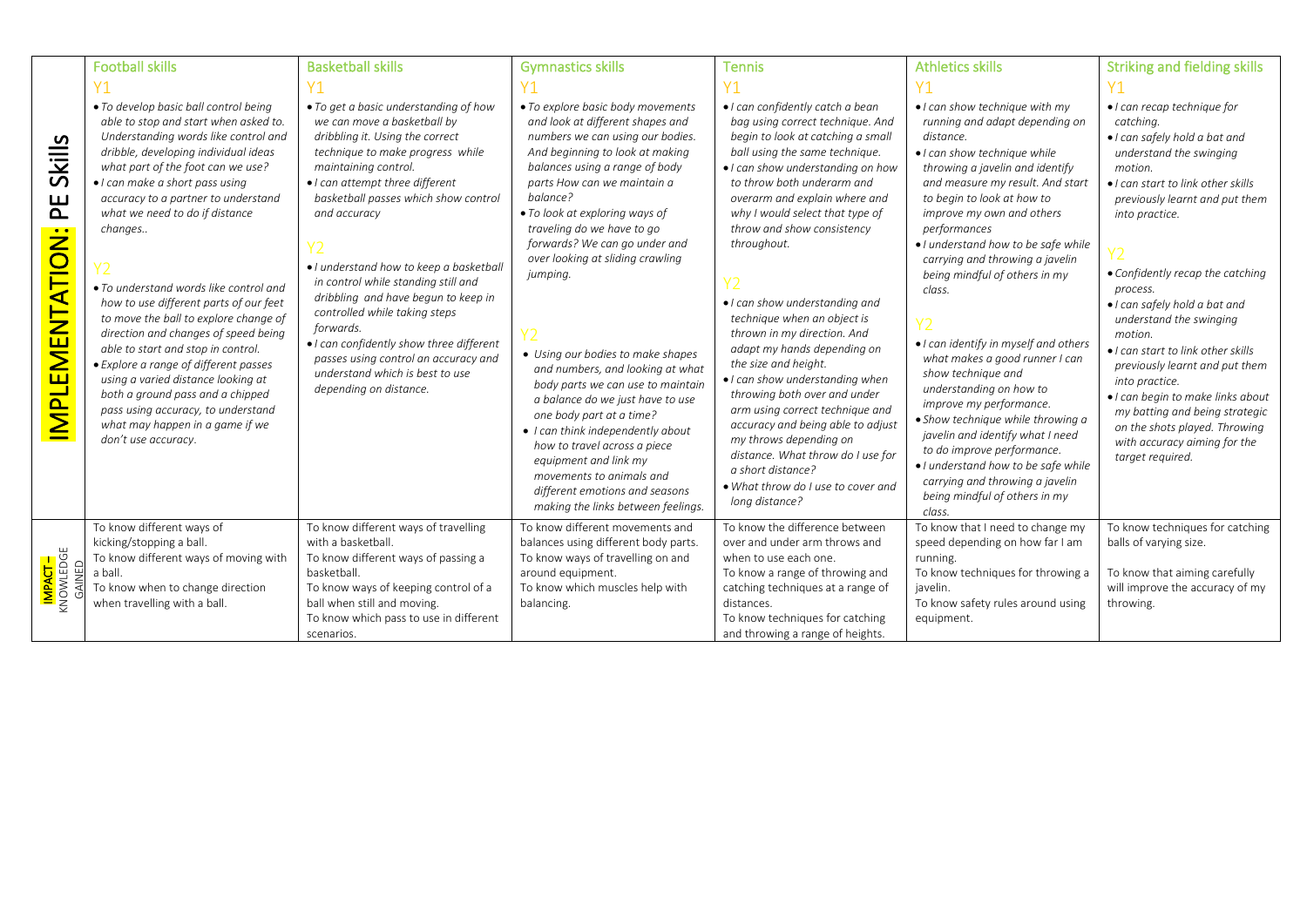| IMPLEMENTATION: PE Skills | Football skills | Basketball skills | Gymnastics skills | Tennis | Athletics skills | Striking and fielding skills |
|---|---|---|---|---|---|---|
| | **Y1**<br>• *To develop basic ball control being able to stop and start when asked to. Understanding words like control and dribble, developing individual ideas what part of the foot can we use?*<br>• *I can make a short pass using accuracy to a partner to understand what we need to do if distance changes..*<br><br>**Y2**<br>• *To understand words like control and how to use different parts of our feet to move the ball to explore change of direction and changes of speed being able to start and stop in control.*<br>• *Explore a range of different passes using a varied distance looking at both a ground pass and a chipped pass using accuracy, to understand what may happen in a game if we don't use accuracy.* | **Y1**<br>• *To get a basic understanding of how we can move a basketball by dribbling it. Using the correct technique to make progress while maintaining control.*<br>• *I can attempt three different basketball passes which show control and accuracy*<br><br>**Y2**<br>• *I understand how to keep a basketball in control while standing still and dribbling and have begun to keep in controlled while taking steps forwards.*<br>• *I can confidently show three different passes using control an accuracy and understand which is best to use depending on distance.* | **Y1**<br>• *To explore basic body movements and look at different shapes and numbers we can using our bodies. And beginning to look at making balances using a range of body parts How can we maintain a balance?*<br>• *To look at exploring ways of traveling do we have to go forwards? We can go under and over looking at sliding crawling jumping.*<br><br>**Y2**<br>• *Using our bodies to make shapes and numbers, and looking at what body parts we can use to maintain a balance do we just have to use one body part at a time?*<br>• *I can think independently about how to travel across a piece equipment and link my movements to animals and different emotions and seasons making the links between feelings.* | **Y1**<br>• *I can confidently catch a bean bag using correct technique. And begin to look at catching a small ball using the same technique.*<br>• *I can show understanding on how to throw both underarm and overarm and explain where and why I would select that type of throw and show consistency throughout.*<br><br>**Y2**<br>• *I can show understanding and technique when an object is thrown in my direction. And adapt my hands depending on the size and height.*<br>• *I can show understanding when throwing both over and under arm using correct technique and accuracy and being able to adjust my throws depending on distance. What throw do I use for a short distance?*<br>• *What throw do I use to cover and long distance?* | **Y1**<br>• *I can show technique with my running and adapt depending on distance.*<br>• *I can show technique while throwing a javelin and identify and measure my result. And start to begin to look at how to improve my own and others performances*<br>• *I understand how to be safe while carrying and throwing a javelin being mindful of others in my class.*<br><br>**Y2**<br>• *I can identify in myself and others what makes a good runner I can show technique and understanding on how to improve my performance.*<br>• *Show technique while throwing a javelin and identify what I need to do to improve performance.*<br>• *I understand how to be safe while carrying and throwing a javelin being mindful of others in my class.* | **Y1**<br>• *I can recap technique for catching.*<br>• *I can safely hold a bat and understand the swinging motion.*<br>• *I can start to link other skills previously learnt and put them into practice.*<br><br>**Y2**<br>• *Confidently recap the catching process.*<br>• *I can safely hold a bat and understand the swinging motion.*<br>• *I can start to link other skills previously learnt and put them into practice.*<br>• *I can begin to make links about my batting and being strategic on the shots played. Throwing with accuracy aiming for the target required.* |
| **IMPACT** – KNOWLEDGE GAINED | To know different ways of kicking/stopping a ball.<br>To know different ways of moving with a ball.<br>To know when to change direction when travelling with a ball. | To know different ways of travelling with a basketball.<br>To know different ways of passing a basketball.<br>To know ways of keeping control of a ball when still and moving.<br>To know which pass to use in different scenarios. | To know different movements and balances using different body parts.<br>To know ways of travelling on and around equipment.<br>To know which muscles help with balancing. | To know the difference between over and under arm throws and when to use each one.<br>To know a range of throwing and catching techniques at a range of distances.<br>To know techniques for catching and throwing a range of heights. | To know that I need to change my speed depending on how far I am running.<br>To know techniques for throwing a javelin.<br>To know safety rules around using equipment. | To know techniques for catching balls of varying size.<br><br>To know that aiming carefully will improve the accuracy of my throwing. |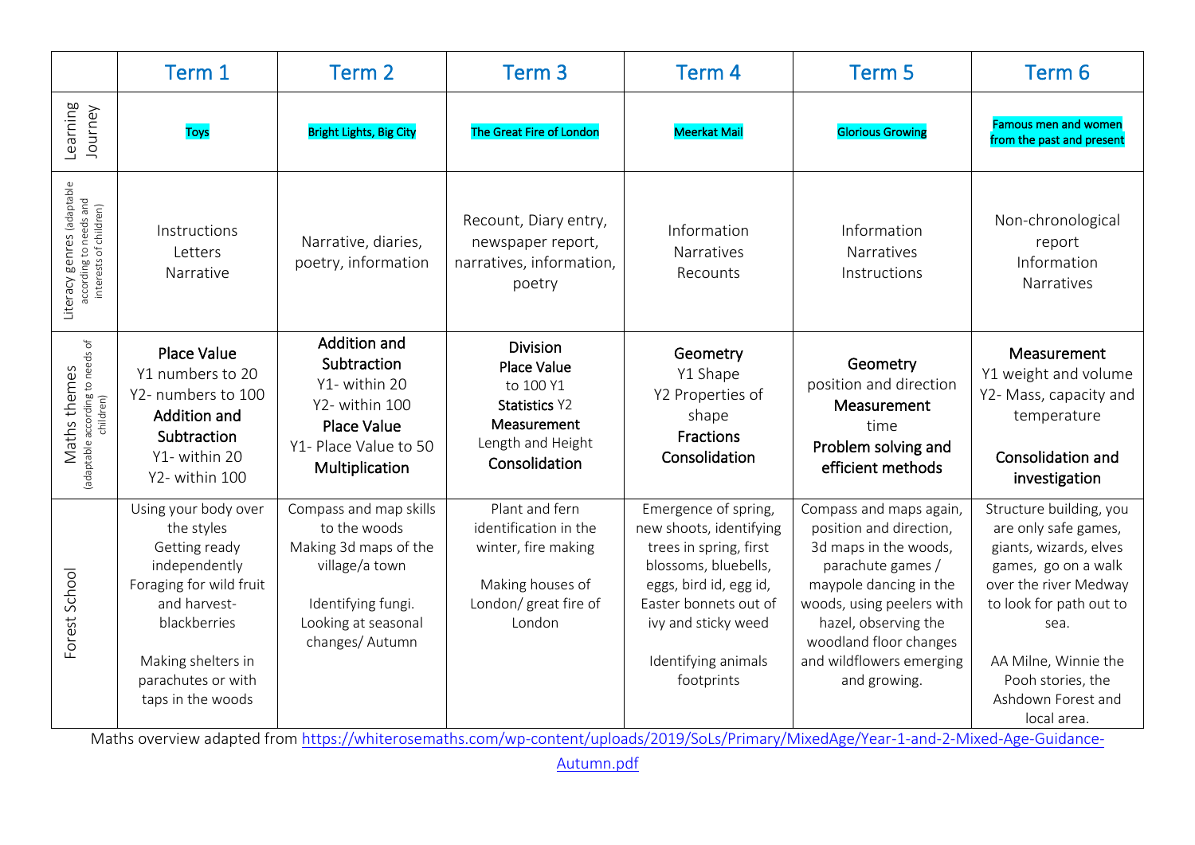| | Term 1 | Term 2 | Term 3 | Term 4 | Term 5 | Term 6 |
|---|---|---|---|---|---|---|
| Learning Journey | Toys | Bright Lights, Big City | The Great Fire of London | Meerkat Mail | Glorious Growing | Famous men and women from the past and present |
| Literacy genres (adaptable according to needs and interests of children) | Instructions<br>Letters<br>Narrative | Narrative, diaries, poetry, information | Recount, Diary entry, newspaper report, narratives, information, poetry | Information<br>Narratives<br>Recounts | Information<br>Narratives<br>Instructions | Non-chronological report<br>Information<br>Narratives |
| Maths themes (adaptable according to needs of children) | Place Value<br>Y1 numbers to 20<br>Y2- numbers to 100<br>Addition and Subtraction<br>Y1- within 20<br>Y2- within 100 | Addition and Subtraction<br>Y1- within 20<br>Y2- within 100<br>Place Value<br>Y1- Place Value to 50<br>Multiplication | Division<br>Place Value<br>to 100 Y1<br>Statistics Y2<br>Measurement<br>Length and Height<br>Consolidation | Geometry<br>Y1 Shape<br>Y2 Properties of shape<br>Fractions<br>Consolidation | Geometry<br>position and direction<br>Measurement<br>time<br>Problem solving and efficient methods | Measurement<br>Y1 weight and volume<br>Y2- Mass, capacity and temperature<br><br>Consolidation and investigation |
| Forest School | Using your body over the styles<br>Getting ready independently<br>Foraging for wild fruit and harvest-blackberries<br><br>Making shelters in parachutes or with taps in the woods | Compass and map skills to the woods<br>Making 3d maps of the village/a town<br><br>Identifying fungi.<br>Looking at seasonal changes/ Autumn | Plant and fern identification in the winter, fire making<br><br>Making houses of London/ great fire of London | Emergence of spring, new shoots, identifying trees in spring, first blossoms, bluebells, eggs, bird id, egg id, Easter bonnets out of ivy and sticky weed<br><br>Identifying animals footprints | Compass and maps again, position and direction, 3d maps in the woods, parachute games / maypole dancing in the woods, using peelers with hazel, observing the woodland floor changes and wildflowers emerging and growing. | Structure building, you are only safe games, giants, wizards, elves games, go on a walk over the river Medway to look for path out to sea.<br><br>AA Milne, Winnie the Pooh stories, the Ashdown Forest and local area. |

Maths overview adapted from https://whiterosemaths.com/wp-content/uploads/2019/SoLs/Primary/MixedAge/Year-1-and-2-Mixed-Age-Guidance-Autumn.pdf